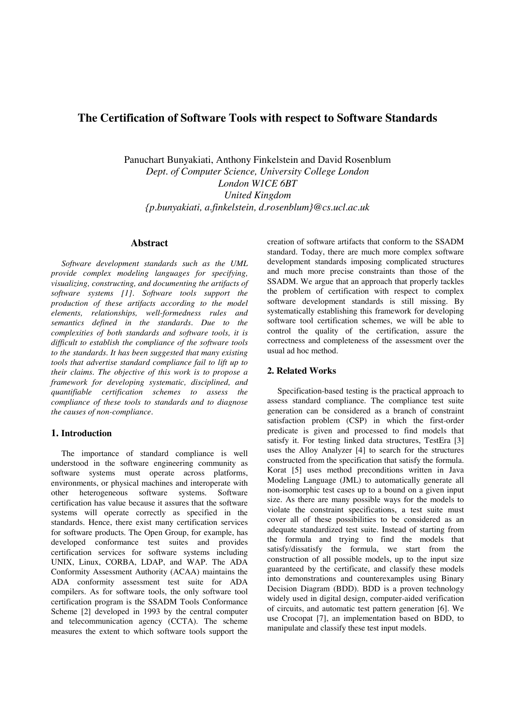# The Certification of Software Tools with respect to Software Standards

Panuchart Bunyakiati, Anthony Finkelstein and David Rosenblum
*Dept. of Computer Science, University College London*
*London W1CE 6BT*
*United Kingdom*
*{p.bunyakiati, a.finkelstein, d.rosenblum}@cs.ucl.ac.uk*

## Abstract

*Software development standards such as the UML provide complex modeling languages for specifying, visualizing, constructing, and documenting the artifacts of software systems [1]. Software tools support the production of these artifacts according to the model elements, relationships, well-formedness rules and semantics defined in the standards. Due to the complexities of both standards and software tools, it is difficult to establish the compliance of the software tools to the standards. It has been suggested that many existing tools that advertise standard compliance fail to lift up to their claims. The objective of this work is to propose a framework for developing systematic, disciplined, and quantifiable certification schemes to assess the compliance of these tools to standards and to diagnose the causes of non-compliance.*

## 1. Introduction

The importance of standard compliance is well understood in the software engineering community as software systems must operate across platforms, environments, or physical machines and interoperate with other heterogeneous software systems. Software certification has value because it assures that the software systems will operate correctly as specified in the standards. Hence, there exist many certification services for software products. The Open Group, for example, has developed conformance test suites and provides certification services for software systems including UNIX, Linux, CORBA, LDAP, and WAP. The ADA Conformity Assessment Authority (ACAA) maintains the ADA conformity assessment test suite for ADA compilers. As for software tools, the only software tool certification program is the SSADM Tools Conformance Scheme [2] developed in 1993 by the central computer and telecommunication agency (CCTA). The scheme measures the extent to which software tools support the creation of software artifacts that conform to the SSADM standard. Today, there are much more complex software development standards imposing complicated structures and much more precise constraints than those of the SSADM. We argue that an approach that properly tackles the problem of certification with respect to complex software development standards is still missing. By systematically establishing this framework for developing software tool certification schemes, we will be able to control the quality of the certification, assure the correctness and completeness of the assessment over the usual ad hoc method.

## 2. Related Works

Specification-based testing is the practical approach to assess standard compliance. The compliance test suite generation can be considered as a branch of constraint satisfaction problem (CSP) in which the first-order predicate is given and processed to find models that satisfy it. For testing linked data structures, TestEra [3] uses the Alloy Analyzer [4] to search for the structures constructed from the specification that satisfy the formula. Korat [5] uses method preconditions written in Java Modeling Language (JML) to automatically generate all non-isomorphic test cases up to a bound on a given input size. As there are many possible ways for the models to violate the constraint specifications, a test suite must cover all of these possibilities to be considered as an adequate standardized test suite. Instead of starting from the formula and trying to find the models that satisfy/dissatisfy the formula, we start from the construction of all possible models, up to the input size guaranteed by the certificate, and classify these models into demonstrations and counterexamples using Binary Decision Diagram (BDD). BDD is a proven technology widely used in digital design, computer-aided verification of circuits, and automatic test pattern generation [6]. We use Crocopat [7], an implementation based on BDD, to manipulate and classify these test input models.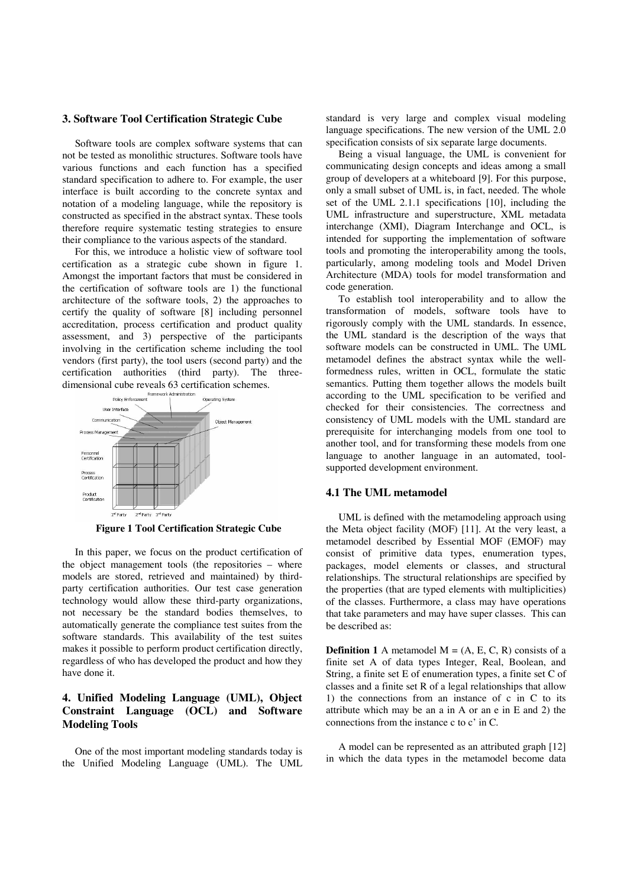## 3. Software Tool Certification Strategic Cube

Software tools are complex software systems that can not be tested as monolithic structures. Software tools have various functions and each function has a specified standard specification to adhere to. For example, the user interface is built according to the concrete syntax and notation of a modeling language, while the repository is constructed as specified in the abstract syntax. These tools therefore require systematic testing strategies to ensure their compliance to the various aspects of the standard.

For this, we introduce a holistic view of software tool certification as a strategic cube shown in figure 1. Amongst the important factors that must be considered in the certification of software tools are 1) the functional architecture of the software tools, 2) the approaches to certify the quality of software [8] including personnel accreditation, process certification and product quality assessment, and 3) perspective of the participants involving in the certification scheme including the tool vendors (first party), the tool users (second party) and the certification authorities (third party). The three-dimensional cube reveals 63 certification schemes.

**Figure 1 Tool Certification Strategic Cube**

In this paper, we focus on the product certification of the object management tools (the repositories – where models are stored, retrieved and maintained) by third-party certification authorities. Our test case generation technology would allow these third-party organizations, not necessary be the standard bodies themselves, to automatically generate the compliance test suites from the software standards. This availability of the test suites makes it possible to perform product certification directly, regardless of who has developed the product and how they have done it.

## 4. Unified Modeling Language (UML), Object Constraint Language (OCL) and Software Modeling Tools

One of the most important modeling standards today is the Unified Modeling Language (UML). The UML standard is very large and complex visual modeling language specifications. The new version of the UML 2.0 specification consists of six separate large documents.

Being a visual language, the UML is convenient for communicating design concepts and ideas among a small group of developers at a whiteboard [9]. For this purpose, only a small subset of UML is, in fact, needed. The whole set of the UML 2.1.1 specifications [10], including the UML infrastructure and superstructure, XML metadata interchange (XMI), Diagram Interchange and OCL, is intended for supporting the implementation of software tools and promoting the interoperability among the tools, particularly, among modeling tools and Model Driven Architecture (MDA) tools for model transformation and code generation.

To establish tool interoperability and to allow the transformation of models, software tools have to rigorously comply with the UML standards. In essence, the UML standard is the description of the ways that software models can be constructed in UML. The UML metamodel defines the abstract syntax while the well-formedness rules, written in OCL, formulate the static semantics. Putting them together allows the models built according to the UML specification to be verified and checked for their consistencies. The correctness and consistency of UML models with the UML standard are prerequisite for interchanging models from one tool to another tool, and for transforming these models from one language to another language in an automated, tool-supported development environment.

### 4.1 The UML metamodel

UML is defined with the metamodeling approach using the Meta object facility (MOF) [11]. At the very least, a metamodel described by Essential MOF (EMOF) may consist of primitive data types, enumeration types, packages, model elements or classes, and structural relationships. The structural relationships are specified by the properties (that are typed elements with multiplicities) of the classes. Furthermore, a class may have operations that take parameters and may have super classes. This can be described as:

**Definition 1** A metamodel $M = (A, E, C, R)$ consists of a finite set A of data types Integer, Real, Boolean, and String, a finite set E of enumeration types, a finite set C of classes and a finite set R of a legal relationships that allow 1) the connections from an instance of c in C to its attribute which may be an a in A or an e in E and 2) the connections from the instance c to c' in C.

A model can be represented as an attributed graph [12] in which the data types in the metamodel become data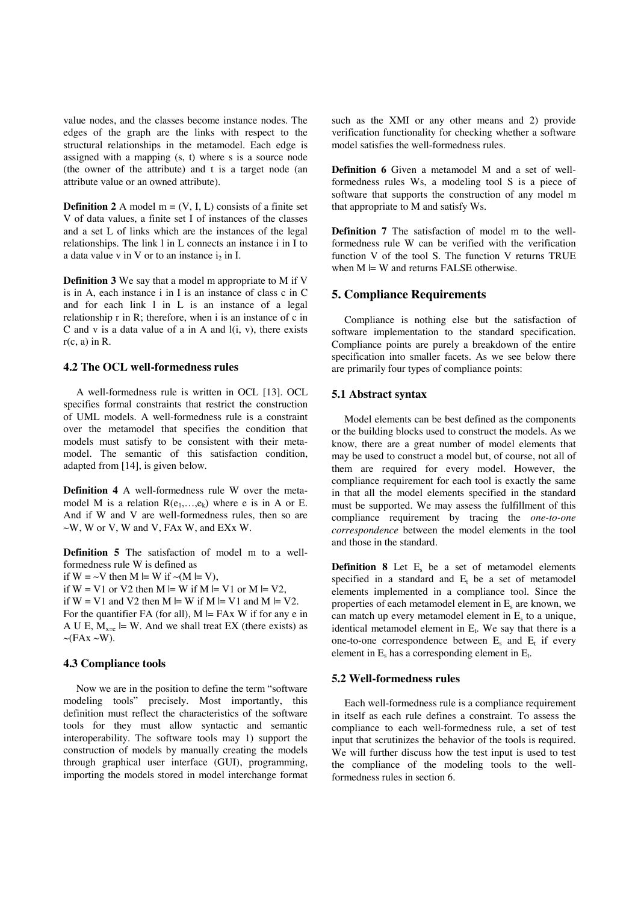value nodes, and the classes become instance nodes. The edges of the graph are the links with respect to the structural relationships in the metamodel. Each edge is assigned with a mapping (s, t) where s is a source node (the owner of the attribute) and t is a target node (an attribute value or an owned attribute).

**Definition 2** A model m = (V, I, L) consists of a finite set V of data values, a finite set I of instances of the classes and a set L of links which are the instances of the legal relationships. The link l in L connects an instance i in I to a data value v in V or to an instance $i_2$ in I.

**Definition 3** We say that a model m appropriate to M if V is in A, each instance i in I is an instance of class c in C and for each link l in L is an instance of a legal relationship r in R; therefore, when i is an instance of c in C and v is a data value of a in A and l(i, v), there exists r(c, a) in R.

### 4.2 The OCL well-formedness rules

A well-formedness rule is written in OCL [13]. OCL specifies formal constraints that restrict the construction of UML models. A well-formedness rule is a constraint over the metamodel that specifies the condition that models must satisfy to be consistent with their meta-model. The semantic of this satisfaction condition, adapted from [14], is given below.

**Definition 4** A well-formedness rule W over the meta-model M is a relation $R(e_1,\ldots,e_k)$ where e is in A or E. And if W and V are well-formedness rules, then so are ~W, W or V, W and V, FAx W, and EXx W.

**Definition 5** The satisfaction of model m to a well-formedness rule W is defined as
if W = ~V then M |= W if ~(M |= V),
if W = V1 or V2 then M |= W if M |= V1 or M |= V2,
if W = V1 and V2 then M |= W if M |= V1 and M |= V2.
For the quantifier FA (for all), M |= FAx W if for any e in A U E, $M_{x=e}$ |= W. And we shall treat EX (there exists) as ~(FAx ~W).

### 4.3 Compliance tools

Now we are in the position to define the term "software modeling tools" precisely. Most importantly, this definition must reflect the characteristics of the software tools for they must allow syntactic and semantic interoperability. The software tools may 1) support the construction of models by manually creating the models through graphical user interface (GUI), programming, importing the models stored in model interchange format such as the XMI or any other means and 2) provide verification functionality for checking whether a software model satisfies the well-formedness rules.

**Definition 6** Given a metamodel M and a set of well-formedness rules Ws, a modeling tool S is a piece of software that supports the construction of any model m that appropriate to M and satisfy Ws.

**Definition 7** The satisfaction of model m to the well-formedness rule W can be verified with the verification function V of the tool S. The function V returns TRUE when M |= W and returns FALSE otherwise.

## 5. Compliance Requirements

Compliance is nothing else but the satisfaction of software implementation to the standard specification. Compliance points are purely a breakdown of the entire specification into smaller facets. As we see below there are primarily four types of compliance points:

### 5.1 Abstract syntax

Model elements can be best defined as the components or the building blocks used to construct the models. As we know, there are a great number of model elements that may be used to construct a model but, of course, not all of them are required for every model. However, the compliance requirement for each tool is exactly the same in that all the model elements specified in the standard must be supported. We may assess the fulfillment of this compliance requirement by tracing the *one-to-one correspondence* between the model elements in the tool and those in the standard.

**Definition 8** Let $E_s$ be a set of metamodel elements specified in a standard and $E_t$ be a set of metamodel elements implemented in a compliance tool. Since the properties of each metamodel element in $E_s$ are known, we can match up every metamodel element in $E_s$ to a unique, identical metamodel element in $E_t$. We say that there is a one-to-one correspondence between $E_s$ and $E_t$ if every element in $E_s$ has a corresponding element in $E_t$.

### 5.2 Well-formedness rules

Each well-formedness rule is a compliance requirement in itself as each rule defines a constraint. To assess the compliance to each well-formedness rule, a set of test input that scrutinizes the behavior of the tools is required. We will further discuss how the test input is used to test the compliance of the modeling tools to the well-formedness rules in section 6.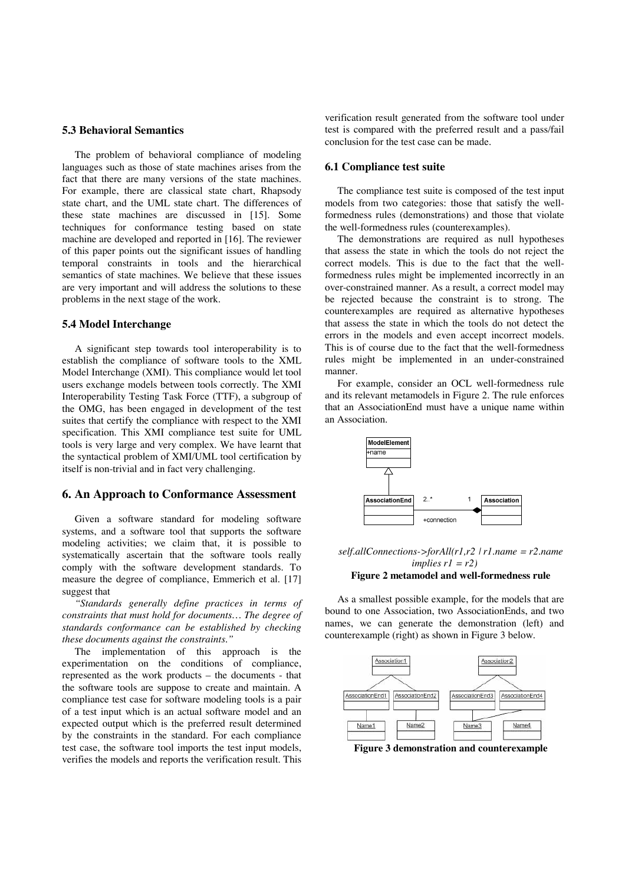### 5.3 Behavioral Semantics

The problem of behavioral compliance of modeling languages such as those of state machines arises from the fact that there are many versions of the state machines. For example, there are classical state chart, Rhapsody state chart, and the UML state chart. The differences of these state machines are discussed in [15]. Some techniques for conformance testing based on state machine are developed and reported in [16]. The reviewer of this paper points out the significant issues of handling temporal constraints in tools and the hierarchical semantics of state machines. We believe that these issues are very important and will address the solutions to these problems in the next stage of the work.

### 5.4 Model Interchange

A significant step towards tool interoperability is to establish the compliance of software tools to the XML Model Interchange (XMI). This compliance would let tool users exchange models between tools correctly. The XMI Interoperability Testing Task Force (TTF), a subgroup of the OMG, has been engaged in development of the test suites that certify the compliance with respect to the XMI specification. This XMI compliance test suite for UML tools is very large and very complex. We have learnt that the syntactical problem of XMI/UML tool certification by itself is non-trivial and in fact very challenging.

## 6. An Approach to Conformance Assessment

Given a software standard for modeling software systems, and a software tool that supports the software modeling activities; we claim that, it is possible to systematically ascertain that the software tools really comply with the software development standards. To measure the degree of compliance, Emmerich et al. [17] suggest that

*"Standards generally define practices in terms of constraints that must hold for documents… The degree of standards conformance can be established by checking these documents against the constraints."*

The implementation of this approach is the experimentation on the conditions of compliance, represented as the work products – the documents - that the software tools are suppose to create and maintain. A compliance test case for software modeling tools is a pair of a test input which is an actual software model and an expected output which is the preferred result determined by the constraints in the standard. For each compliance test case, the software tool imports the test input models, verifies the models and reports the verification result. This verification result generated from the software tool under test is compared with the preferred result and a pass/fail conclusion for the test case can be made.

### 6.1 Compliance test suite

The compliance test suite is composed of the test input models from two categories: those that satisfy the well-formedness rules (demonstrations) and those that violate the well-formedness rules (counterexamples).

The demonstrations are required as null hypotheses that assess the state in which the tools do not reject the correct models. This is due to the fact that the well-formedness rules might be implemented incorrectly in an over-constrained manner. As a result, a correct model may be rejected because the constraint is to strong. The counterexamples are required as alternative hypotheses that assess the state in which the tools do not detect the errors in the models and even accept incorrect models. This is of course due to the fact that the well-formedness rules might be implemented in an under-constrained manner.

For example, consider an OCL well-formedness rule and its relevant metamodels in Figure 2. The rule enforces that an AssociationEnd must have a unique name within an Association.

*self.allConnections->forAll(r1,r2 | r1.name = r2.name implies r1 = r2)*

**Figure 2 metamodel and well-formedness rule**

As a smallest possible example, for the models that are bound to one Association, two AssociationEnds, and two names, we can generate the demonstration (left) and counterexample (right) as shown in Figure 3 below.

**Figure 3 demonstration and counterexample**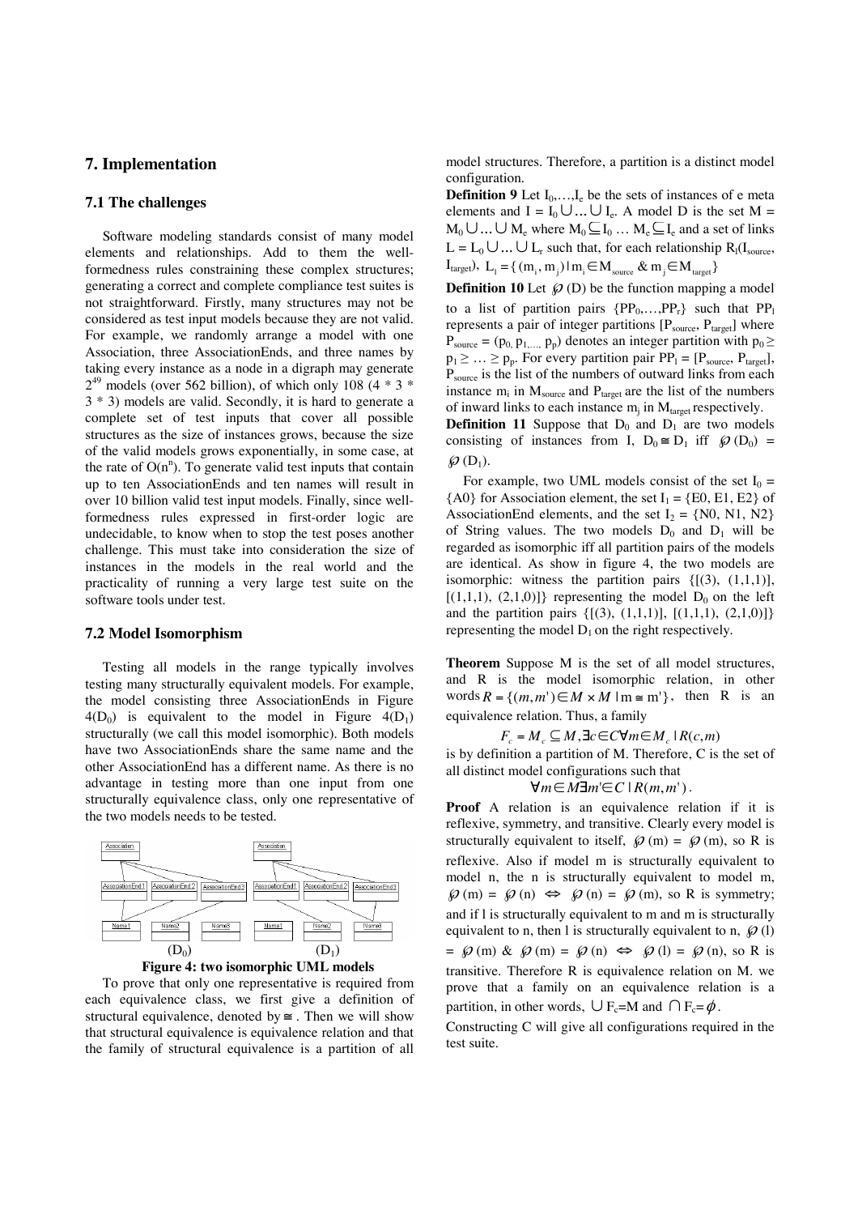## 7. Implementation

### 7.1 The challenges

Software modeling standards consist of many model elements and relationships. Add to them the well-formedness rules constraining these complex structures; generating a correct and complete compliance test suites is not straightforward. Firstly, many structures may not be considered as test input models because they are not valid. For example, we randomly arrange a model with one Association, three AssociationEnds, and three names by taking every instance as a node in a digraph may generate $2^{49}$ models (over 562 billion), of which only 108 (4 * 3 * 3 * 3) models are valid. Secondly, it is hard to generate a complete set of test inputs that cover all possible structures as the size of instances grows, because the size of the valid models grows exponentially, in some case, at the rate of $O(n^n)$. To generate valid test inputs that contain up to ten AssociationEnds and ten names will result in over 10 billion valid test input models. Finally, since well-formedness rules expressed in first-order logic are undecidable, to know when to stop the test poses another challenge. This must take into consideration the size of instances in the models in the real world and the practicality of running a very large test suite on the software tools under test.

### 7.2 Model Isomorphism

Testing all models in the range typically involves testing many structurally equivalent models. For example, the model consisting three AssociationEnds in Figure 4($D_0$) is equivalent to the model in Figure 4($D_1$) structurally (we call this model isomorphic). Both models have two AssociationEnds share the same name and the other AssociationEnd has a different name. As there is no advantage in testing more than one input from one structurally equivalence class, only one representative of the two models needs to be tested.

($D_0$) ($D_1$)

**Figure 4: two isomorphic UML models**

To prove that only one representative is required from each equivalence class, we first give a definition of structural equivalence, denoted by $\cong$. Then we will show that structural equivalence is equivalence relation and that the family of structural equivalence is a partition of all model structures. Therefore, a partition is a distinct model configuration.

**Definition 9** Let $I_0,\ldots,I_e$ be the sets of instances of e meta elements and $I = I_0 \cup \ldots \cup I_e$. A model D is the set $M = M_0 \cup \ldots \cup M_e$ where $M_0 \subseteq I_0 \ldots M_e \subseteq I_e$ and a set of links $L = L_0 \cup \ldots \cup L_r$ such that, for each relationship $R_l(I_{source}, I_{target})$, $L_l = \{(m_i, m_j) \mid m_i \in M_{source} \; \& \; m_j \in M_{target}\}$

**Definition 10** Let $\wp(D)$ be the function mapping a model to a list of partition pairs $\{PP_0,\ldots,PP_r\}$ such that $PP_l$ represents a pair of integer partitions $[P_{source}, P_{target}]$ where $P_{source} = (p_0, p_1, \ldots, p_p)$ denotes an integer partition with $p_0 \geq p_1 \geq \ldots \geq p_p$. For every partition pair $PP_l = [P_{source}, P_{target}]$, $P_{source}$ is the list of the numbers of outward links from each instance $m_i$ in $M_{source}$ and $P_{target}$ are the list of the numbers of inward links to each instance $m_j$ in $M_{target}$ respectively.

**Definition 11** Suppose that $D_0$ and $D_1$ are two models consisting of instances from I, $D_0 \cong D_1$ iff $\wp(D_0) = \wp(D_1)$.

For example, two UML models consist of the set $I_0 = \{A0\}$ for Association element, the set $I_1 = \{E0, E1, E2\}$ of AssociationEnd elements, and the set $I_2 = \{N0, N1, N2\}$ of String values. The two models $D_0$ and $D_1$ will be regarded as isomorphic iff all partition pairs of the models are identical. As show in figure 4, the two models are isomorphic: witness the partition pairs $\{[(3), (1,1,1)], [(1,1,1), (2,1,0)]\}$ representing the model $D_0$ on the left and the partition pairs $\{[(3), (1,1,1)], [(1,1,1), (2,1,0)]\}$ representing the model $D_1$ on the right respectively.

**Theorem** Suppose M is the set of all model structures, and R is the model isomorphic relation, in other words $R = \{(m,m') \in M \times M \mid m \cong m'\}$, then R is an equivalence relation. Thus, a family

$$F_c = M_c \subseteq M, \exists c \in C \forall m \in M_c \mid R(c,m)$$

is by definition a partition of M. Therefore, C is the set of all distinct model configurations such that

$$\forall m \in M \exists m' \in C \mid R(m,m').$$

**Proof** A relation is an equivalence relation if it is reflexive, symmetry, and transitive. Clearly every model is structurally equivalent to itself, $\wp(m) = \wp(m)$, so R is reflexive. Also if model m is structurally equivalent to model n, the n is structurally equivalent to model m, $\wp(m) = \wp(n) \Leftrightarrow \wp(n) = \wp(m)$, so R is symmetry; and if l is structurally equivalent to m and m is structurally equivalent to n, then l is structurally equivalent to n, $\wp(l) = \wp(m) \; \& \; \wp(m) = \wp(n) \Leftrightarrow \wp(l) = \wp(n)$, so R is transitive. Therefore R is equivalence relation on M. we prove that a family on an equivalence relation is a partition, in other words, $\cup F_c = M$ and $\cap F_c = \phi$.

Constructing C will give all configurations required in the test suite.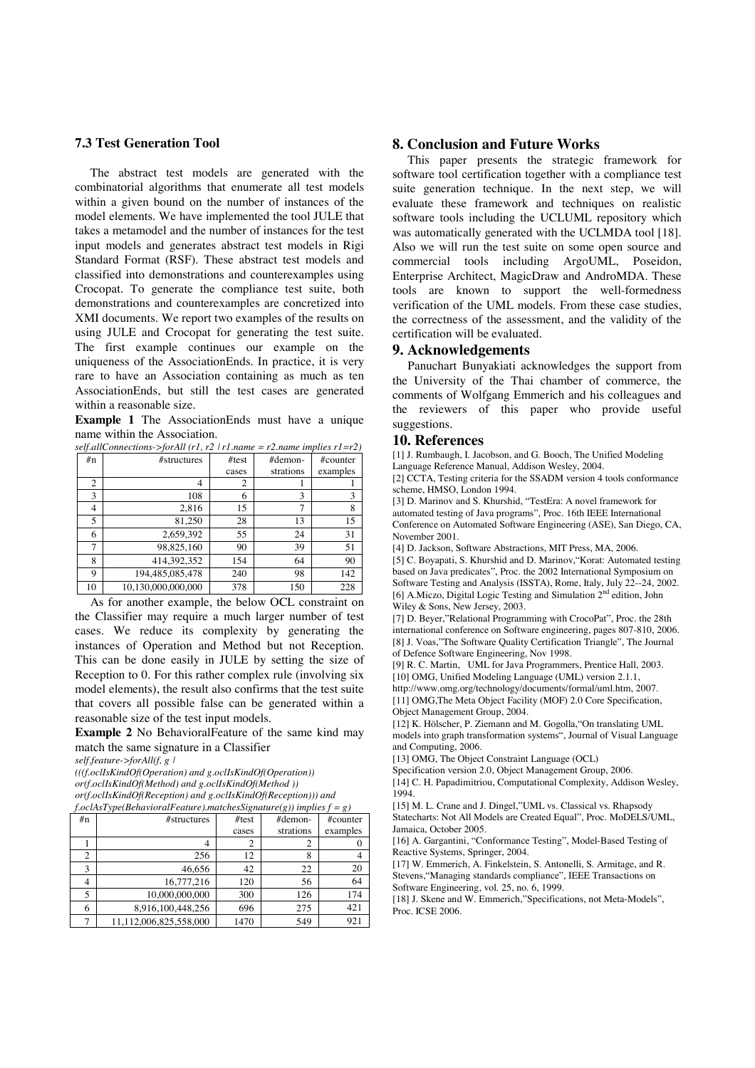### 7.3 Test Generation Tool

The abstract test models are generated with the combinatorial algorithms that enumerate all test models within a given bound on the number of instances of the model elements. We have implemented the tool JULE that takes a metamodel and the number of instances for the test input models and generates abstract test models in Rigi Standard Format (RSF). These abstract test models and classified into demonstrations and counterexamples using Crocopat. To generate the compliance test suite, both demonstrations and counterexamples are concretized into XMI documents. We report two examples of the results on using JULE and Crocopat for generating the test suite. The first example continues our example on the uniqueness of the AssociationEnds. In practice, it is very rare to have an Association containing as much as ten AssociationEnds, but still the test cases are generated within a reasonable size.

**Example 1** The AssociationEnds must have a unique name within the Association.

*self.allConnections->forAll (r1, r2 | r1.name = r2.name implies r1=r2)*

| #n | #structures | #test cases | #demon-strations | #counter examples |
|---|---|---|---|---|
| 2 | 4 | 2 | 1 | 1 |
| 3 | 108 | 6 | 3 | 3 |
| 4 | 2,816 | 15 | 7 | 8 |
| 5 | 81,250 | 28 | 13 | 15 |
| 6 | 2,659,392 | 55 | 24 | 31 |
| 7 | 98,825,160 | 90 | 39 | 51 |
| 8 | 414,392,352 | 154 | 64 | 90 |
| 9 | 194,485,085,478 | 240 | 98 | 142 |
| 10 | 10,130,000,000,000 | 378 | 150 | 228 |

As for another example, the below OCL constraint on the Classifier may require a much larger number of test cases. We reduce its complexity by generating the instances of Operation and Method but not Reception. This can be done easily in JULE by setting the size of Reception to 0. For this rather complex rule (involving six model elements), the result also confirms that the test suite that covers all possible false can be generated within a reasonable size of the test input models.

**Example 2** No BehavioralFeature of the same kind may match the same signature in a Classifier

*self.feature->forAll(f, g |*
*(((f.oclIsKindOf(Operation) and g.oclIsKindOf(Operation))*
*or(f.oclIsKindOf(Method) and g.oclIsKindOf(Method ))*
*or(f.oclIsKindOf(Reception) and g.oclIsKindOf(Reception))) and*
*f.oclAsType(BehavioralFeature).matchesSignature(g)) implies f = g)*

| #n | #structures | #test cases | #demon-strations | #counter examples |
|---|---|---|---|---|
| 1 | 4 | 2 | 2 | 0 |
| 2 | 256 | 12 | 8 | 4 |
| 3 | 46,656 | 42 | 22 | 20 |
| 4 | 16,777,216 | 120 | 56 | 64 |
| 5 | 10,000,000,000 | 300 | 126 | 174 |
| 6 | 8,916,100,448,256 | 696 | 275 | 421 |
| 7 | 11,112,006,825,558,000 | 1470 | 549 | 921 |

## 8. Conclusion and Future Works

This paper presents the strategic framework for software tool certification together with a compliance test suite generation technique. In the next step, we will evaluate these framework and techniques on realistic software tools including the UCLUML repository which was automatically generated with the UCLMDA tool [18]. Also we will run the test suite on some open source and commercial tools including ArgoUML, Poseidon, Enterprise Architect, MagicDraw and AndroMDA. These tools are known to support the well-formedness verification of the UML models. From these case studies, the correctness of the assessment, and the validity of the certification will be evaluated.

## 9. Acknowledgements

Panuchart Bunyakiati acknowledges the support from the University of the Thai chamber of commerce, the comments of Wolfgang Emmerich and his colleagues and the reviewers of this paper who provide useful suggestions.

## 10. References

[1] J. Rumbaugh, I. Jacobson, and G. Booch, The Unified Modeling Language Reference Manual, Addison Wesley, 2004.

[2] CCTA, Testing criteria for the SSADM version 4 tools conformance scheme, HMSO, London 1994.

[3] D. Marinov and S. Khurshid, "TestEra: A novel framework for automated testing of Java programs", Proc. 16th IEEE International Conference on Automated Software Engineering (ASE), San Diego, CA, November 2001.

[4] D. Jackson, Software Abstractions, MIT Press, MA, 2006.

[5] C. Boyapati, S. Khurshid and D. Marinov,"Korat: Automated testing based on Java predicates", Proc. the 2002 International Symposium on Software Testing and Analysis (ISSTA), Rome, Italy, July 22--24, 2002.

[6] A.Miczo, Digital Logic Testing and Simulation 2nd edition, John Wiley & Sons, New Jersey, 2003.

[7] D. Beyer,"Relational Programming with CrocoPat", Proc. the 28th international conference on Software engineering, pages 807-810, 2006.

[8] J. Voas,"The Software Quality Certification Triangle", The Journal of Defence Software Engineering, Nov 1998.

[9] R. C. Martin, UML for Java Programmers, Prentice Hall, 2003.

[10] OMG, Unified Modeling Language (UML) version 2.1.1, http://www.omg.org/technology/documents/formal/uml.htm, 2007.

[11] OMG,The Meta Object Facility (MOF) 2.0 Core Specification, Object Management Group, 2004.

[12] K. Hölscher, P. Ziemann and M. Gogolla,"On translating UML models into graph transformation systems", Journal of Visual Language and Computing, 2006.

[13] OMG, The Object Constraint Language (OCL) Specification version 2.0, Object Management Group, 2006.

[14] C. H. Papadimitriou, Computational Complexity, Addison Wesley, 1994.

[15] M. L. Crane and J. Dingel,"UML vs. Classical vs. Rhapsody Statecharts: Not All Models are Created Equal", Proc. MoDELS/UML, Jamaica, October 2005.

[16] A. Gargantini, "Conformance Testing", Model-Based Testing of Reactive Systems, Springer, 2004.

[17] W. Emmerich, A. Finkelstein, S. Antonelli, S. Armitage, and R. Stevens,"Managing standards compliance", IEEE Transactions on Software Engineering, vol. 25, no. 6, 1999.

[18] J. Skene and W. Emmerich,"Specifications, not Meta-Models", Proc. ICSE 2006.